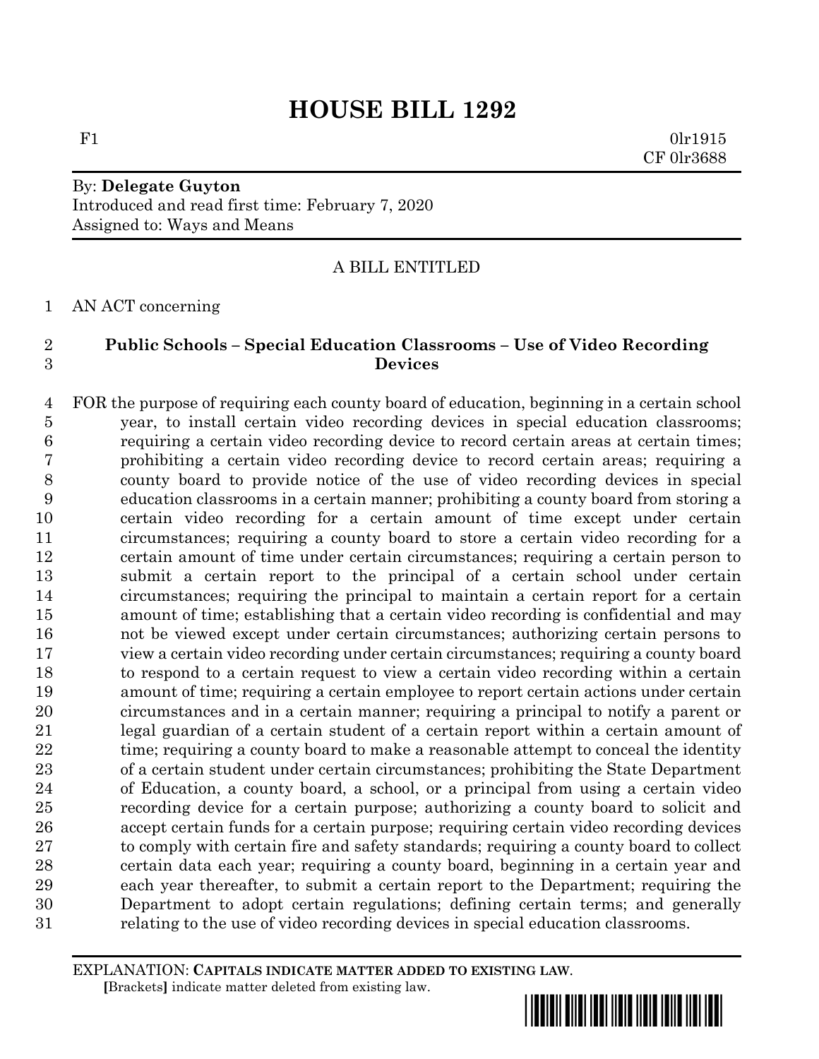# HOUSE BILL 1292

F1 0lr1915
CF 0lr3688

By: **Delegate Guyton**
Introduced and read first time: February 7, 2020
Assigned to: Ways and Means

A BILL ENTITLED

AN ACT concerning

**Public Schools – Special Education Classrooms – Use of Video Recording Devices**

FOR the purpose of requiring each county board of education, beginning in a certain school year, to install certain video recording devices in special education classrooms; requiring a certain video recording device to record certain areas at certain times; prohibiting a certain video recording device to record certain areas; requiring a county board to provide notice of the use of video recording devices in special education classrooms in a certain manner; prohibiting a county board from storing a certain video recording for a certain amount of time except under certain circumstances; requiring a county board to store a certain video recording for a certain amount of time under certain circumstances; requiring a certain person to submit a certain report to the principal of a certain school under certain circumstances; requiring the principal to maintain a certain report for a certain amount of time; establishing that a certain video recording is confidential and may not be viewed except under certain circumstances; authorizing certain persons to view a certain video recording under certain circumstances; requiring a county board to respond to a certain request to view a certain video recording within a certain amount of time; requiring a certain employee to report certain actions under certain circumstances and in a certain manner; requiring a principal to notify a parent or legal guardian of a certain student of a certain report within a certain amount of time; requiring a county board to make a reasonable attempt to conceal the identity of a certain student under certain circumstances; prohibiting the State Department of Education, a county board, a school, or a principal from using a certain video recording device for a certain purpose; authorizing a county board to solicit and accept certain funds for a certain purpose; requiring certain video recording devices to comply with certain fire and safety standards; requiring a county board to collect certain data each year; requiring a county board, beginning in a certain year and each year thereafter, to submit a certain report to the Department; requiring the Department to adopt certain regulations; defining certain terms; and generally relating to the use of video recording devices in special education classrooms.

EXPLANATION: **CAPITALS INDICATE MATTER ADDED TO EXISTING LAW.**
**[**Brackets**]** indicate matter deleted from existing law.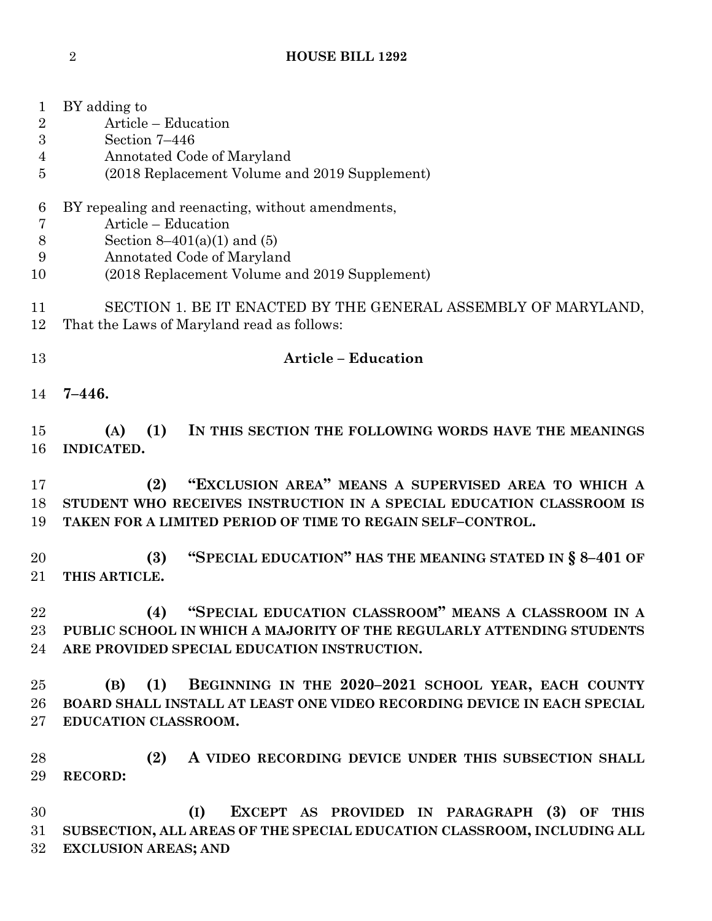BY adding to
Article – Education
Section 7–446
Annotated Code of Maryland
(2018 Replacement Volume and 2019 Supplement)

BY repealing and reenacting, without amendments,
Article – Education
Section 8–401(a)(1) and (5)
Annotated Code of Maryland
(2018 Replacement Volume and 2019 Supplement)

SECTION 1. BE IT ENACTED BY THE GENERAL ASSEMBLY OF MARYLAND, That the Laws of Maryland read as follows:

**Article – Education**

**7–446.**

**(A) (1) IN THIS SECTION THE FOLLOWING WORDS HAVE THE MEANINGS INDICATED.**

**(2) "EXCLUSION AREA" MEANS A SUPERVISED AREA TO WHICH A STUDENT WHO RECEIVES INSTRUCTION IN A SPECIAL EDUCATION CLASSROOM IS TAKEN FOR A LIMITED PERIOD OF TIME TO REGAIN SELF–CONTROL.**

**(3) "SPECIAL EDUCATION" HAS THE MEANING STATED IN § 8–401 OF THIS ARTICLE.**

**(4) "SPECIAL EDUCATION CLASSROOM" MEANS A CLASSROOM IN A PUBLIC SCHOOL IN WHICH A MAJORITY OF THE REGULARLY ATTENDING STUDENTS ARE PROVIDED SPECIAL EDUCATION INSTRUCTION.**

**(B) (1) BEGINNING IN THE 2020–2021 SCHOOL YEAR, EACH COUNTY BOARD SHALL INSTALL AT LEAST ONE VIDEO RECORDING DEVICE IN EACH SPECIAL EDUCATION CLASSROOM.**

**(2) A VIDEO RECORDING DEVICE UNDER THIS SUBSECTION SHALL RECORD:**

**(I) EXCEPT AS PROVIDED IN PARAGRAPH (3) OF THIS SUBSECTION, ALL AREAS OF THE SPECIAL EDUCATION CLASSROOM, INCLUDING ALL EXCLUSION AREAS; AND**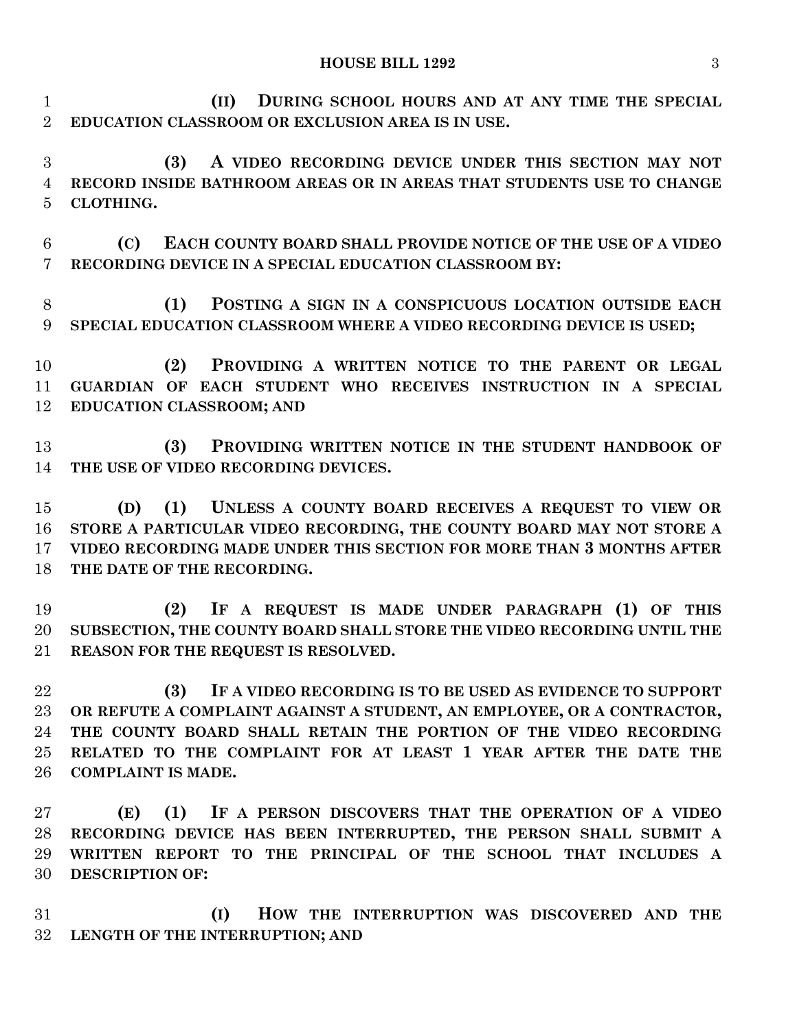**(II) DURING SCHOOL HOURS AND AT ANY TIME THE SPECIAL EDUCATION CLASSROOM OR EXCLUSION AREA IS IN USE.**

**(3) A VIDEO RECORDING DEVICE UNDER THIS SECTION MAY NOT RECORD INSIDE BATHROOM AREAS OR IN AREAS THAT STUDENTS USE TO CHANGE CLOTHING.**

**(C) EACH COUNTY BOARD SHALL PROVIDE NOTICE OF THE USE OF A VIDEO RECORDING DEVICE IN A SPECIAL EDUCATION CLASSROOM BY:**

**(1) POSTING A SIGN IN A CONSPICUOUS LOCATION OUTSIDE EACH SPECIAL EDUCATION CLASSROOM WHERE A VIDEO RECORDING DEVICE IS USED;**

**(2) PROVIDING A WRITTEN NOTICE TO THE PARENT OR LEGAL GUARDIAN OF EACH STUDENT WHO RECEIVES INSTRUCTION IN A SPECIAL EDUCATION CLASSROOM; AND**

**(3) PROVIDING WRITTEN NOTICE IN THE STUDENT HANDBOOK OF THE USE OF VIDEO RECORDING DEVICES.**

**(D) (1) UNLESS A COUNTY BOARD RECEIVES A REQUEST TO VIEW OR STORE A PARTICULAR VIDEO RECORDING, THE COUNTY BOARD MAY NOT STORE A VIDEO RECORDING MADE UNDER THIS SECTION FOR MORE THAN 3 MONTHS AFTER THE DATE OF THE RECORDING.**

**(2) IF A REQUEST IS MADE UNDER PARAGRAPH (1) OF THIS SUBSECTION, THE COUNTY BOARD SHALL STORE THE VIDEO RECORDING UNTIL THE REASON FOR THE REQUEST IS RESOLVED.**

**(3) IF A VIDEO RECORDING IS TO BE USED AS EVIDENCE TO SUPPORT OR REFUTE A COMPLAINT AGAINST A STUDENT, AN EMPLOYEE, OR A CONTRACTOR, THE COUNTY BOARD SHALL RETAIN THE PORTION OF THE VIDEO RECORDING RELATED TO THE COMPLAINT FOR AT LEAST 1 YEAR AFTER THE DATE THE COMPLAINT IS MADE.**

**(E) (1) IF A PERSON DISCOVERS THAT THE OPERATION OF A VIDEO RECORDING DEVICE HAS BEEN INTERRUPTED, THE PERSON SHALL SUBMIT A WRITTEN REPORT TO THE PRINCIPAL OF THE SCHOOL THAT INCLUDES A DESCRIPTION OF:**

**(I) HOW THE INTERRUPTION WAS DISCOVERED AND THE LENGTH OF THE INTERRUPTION; AND**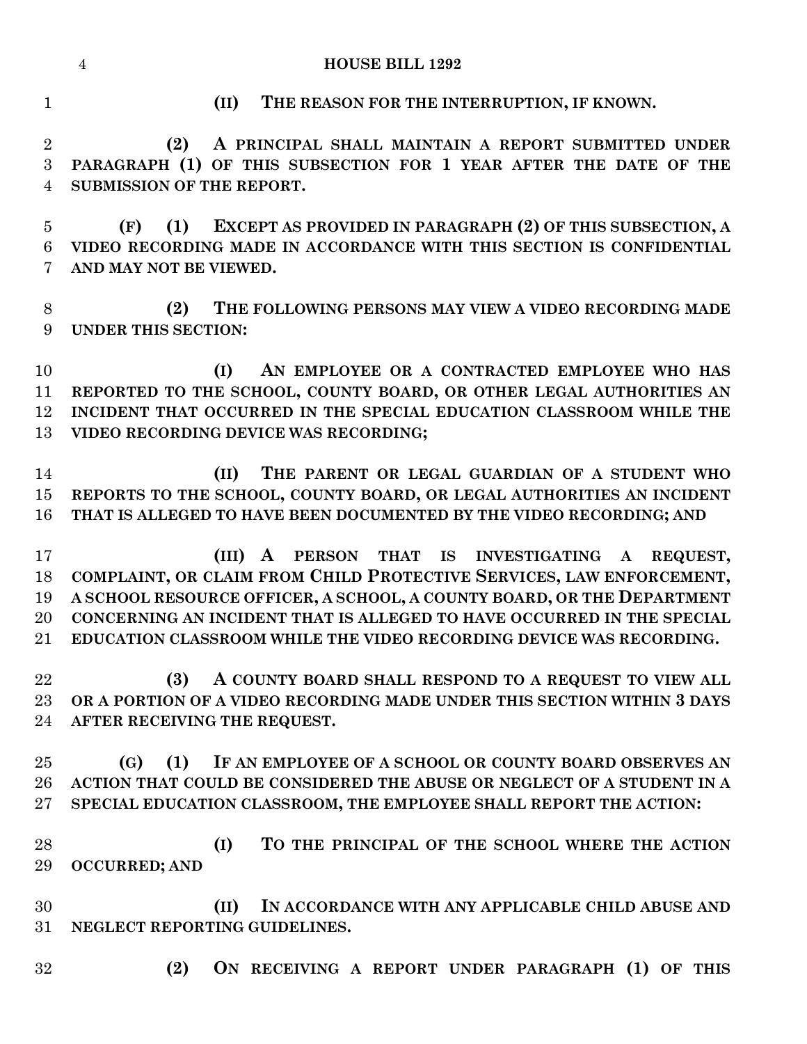**(II) THE REASON FOR THE INTERRUPTION, IF KNOWN.**

**(2) A PRINCIPAL SHALL MAINTAIN A REPORT SUBMITTED UNDER PARAGRAPH (1) OF THIS SUBSECTION FOR 1 YEAR AFTER THE DATE OF THE SUBMISSION OF THE REPORT.**

**(F) (1) EXCEPT AS PROVIDED IN PARAGRAPH (2) OF THIS SUBSECTION, A VIDEO RECORDING MADE IN ACCORDANCE WITH THIS SECTION IS CONFIDENTIAL AND MAY NOT BE VIEWED.**

**(2) THE FOLLOWING PERSONS MAY VIEW A VIDEO RECORDING MADE UNDER THIS SECTION:**

**(I) AN EMPLOYEE OR A CONTRACTED EMPLOYEE WHO HAS REPORTED TO THE SCHOOL, COUNTY BOARD, OR OTHER LEGAL AUTHORITIES AN INCIDENT THAT OCCURRED IN THE SPECIAL EDUCATION CLASSROOM WHILE THE VIDEO RECORDING DEVICE WAS RECORDING;**

**(II) THE PARENT OR LEGAL GUARDIAN OF A STUDENT WHO REPORTS TO THE SCHOOL, COUNTY BOARD, OR LEGAL AUTHORITIES AN INCIDENT THAT IS ALLEGED TO HAVE BEEN DOCUMENTED BY THE VIDEO RECORDING; AND**

**(III) A PERSON THAT IS INVESTIGATING A REQUEST, COMPLAINT, OR CLAIM FROM CHILD PROTECTIVE SERVICES, LAW ENFORCEMENT, A SCHOOL RESOURCE OFFICER, A SCHOOL, A COUNTY BOARD, OR THE DEPARTMENT CONCERNING AN INCIDENT THAT IS ALLEGED TO HAVE OCCURRED IN THE SPECIAL EDUCATION CLASSROOM WHILE THE VIDEO RECORDING DEVICE WAS RECORDING.**

**(3) A COUNTY BOARD SHALL RESPOND TO A REQUEST TO VIEW ALL OR A PORTION OF A VIDEO RECORDING MADE UNDER THIS SECTION WITHIN 3 DAYS AFTER RECEIVING THE REQUEST.**

**(G) (1) IF AN EMPLOYEE OF A SCHOOL OR COUNTY BOARD OBSERVES AN ACTION THAT COULD BE CONSIDERED THE ABUSE OR NEGLECT OF A STUDENT IN A SPECIAL EDUCATION CLASSROOM, THE EMPLOYEE SHALL REPORT THE ACTION:**

**(I) TO THE PRINCIPAL OF THE SCHOOL WHERE THE ACTION OCCURRED; AND**

**(II) IN ACCORDANCE WITH ANY APPLICABLE CHILD ABUSE AND NEGLECT REPORTING GUIDELINES.**

**(2) ON RECEIVING A REPORT UNDER PARAGRAPH (1) OF THIS**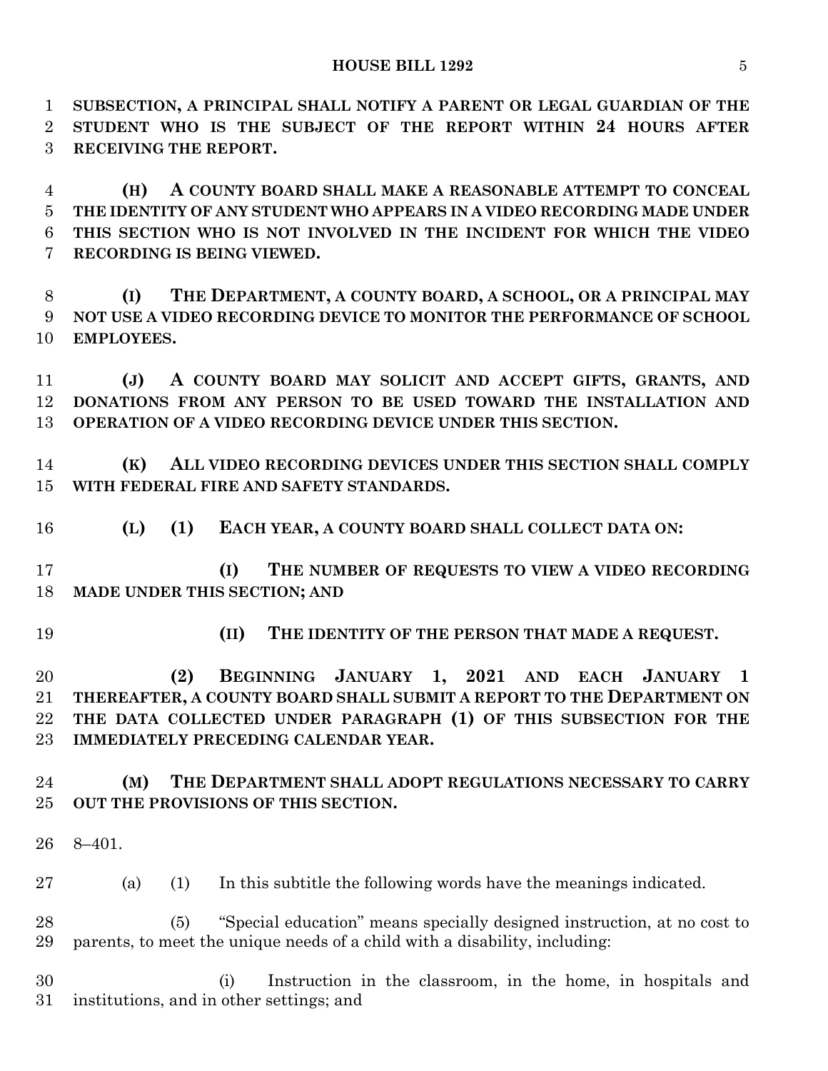**SUBSECTION, A PRINCIPAL SHALL NOTIFY A PARENT OR LEGAL GUARDIAN OF THE STUDENT WHO IS THE SUBJECT OF THE REPORT WITHIN 24 HOURS AFTER RECEIVING THE REPORT.**

**(H) A COUNTY BOARD SHALL MAKE A REASONABLE ATTEMPT TO CONCEAL THE IDENTITY OF ANY STUDENT WHO APPEARS IN A VIDEO RECORDING MADE UNDER THIS SECTION WHO IS NOT INVOLVED IN THE INCIDENT FOR WHICH THE VIDEO RECORDING IS BEING VIEWED.**

**(I) THE DEPARTMENT, A COUNTY BOARD, A SCHOOL, OR A PRINCIPAL MAY NOT USE A VIDEO RECORDING DEVICE TO MONITOR THE PERFORMANCE OF SCHOOL EMPLOYEES.**

**(J) A COUNTY BOARD MAY SOLICIT AND ACCEPT GIFTS, GRANTS, AND DONATIONS FROM ANY PERSON TO BE USED TOWARD THE INSTALLATION AND OPERATION OF A VIDEO RECORDING DEVICE UNDER THIS SECTION.**

**(K) ALL VIDEO RECORDING DEVICES UNDER THIS SECTION SHALL COMPLY WITH FEDERAL FIRE AND SAFETY STANDARDS.**

**(L) (1) EACH YEAR, A COUNTY BOARD SHALL COLLECT DATA ON:**

**(I) THE NUMBER OF REQUESTS TO VIEW A VIDEO RECORDING MADE UNDER THIS SECTION; AND**

**(II) THE IDENTITY OF THE PERSON THAT MADE A REQUEST.**

**(2) BEGINNING JANUARY 1, 2021 AND EACH JANUARY 1 THEREAFTER, A COUNTY BOARD SHALL SUBMIT A REPORT TO THE DEPARTMENT ON THE DATA COLLECTED UNDER PARAGRAPH (1) OF THIS SUBSECTION FOR THE IMMEDIATELY PRECEDING CALENDAR YEAR.**

**(M) THE DEPARTMENT SHALL ADOPT REGULATIONS NECESSARY TO CARRY OUT THE PROVISIONS OF THIS SECTION.**

8–401.

(a) (1) In this subtitle the following words have the meanings indicated.

(5) "Special education" means specially designed instruction, at no cost to parents, to meet the unique needs of a child with a disability, including:

(i) Instruction in the classroom, in the home, in hospitals and institutions, and in other settings; and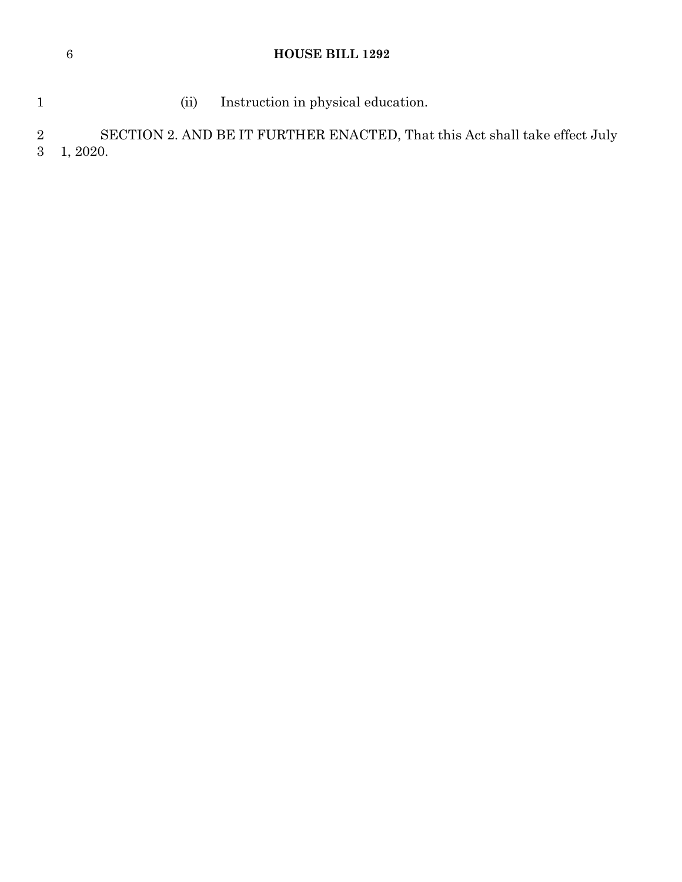(ii) Instruction in physical education.

SECTION 2. AND BE IT FURTHER ENACTED, That this Act shall take effect July 1, 2020.